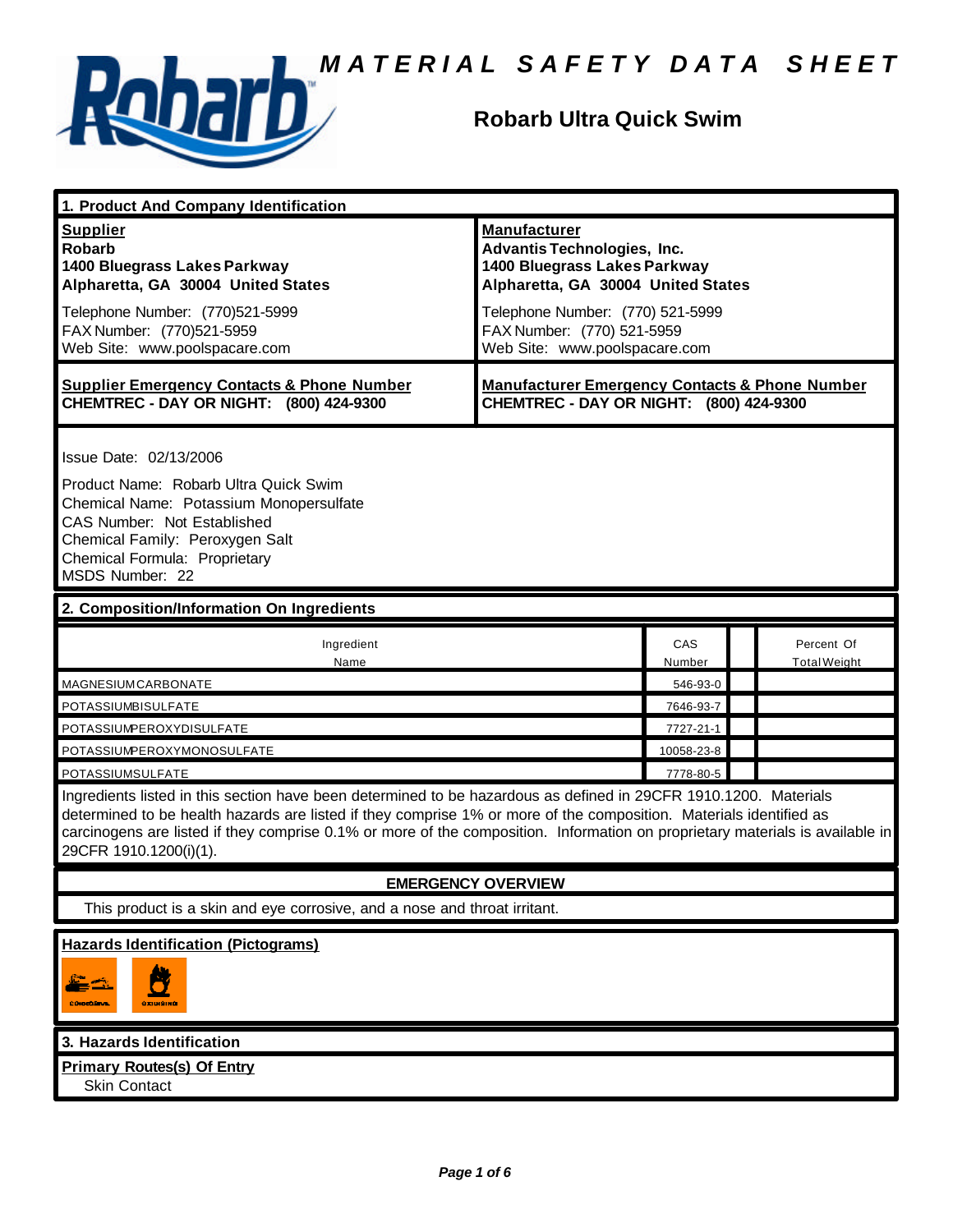# MATERIAL SAFETY DATA SHEET

## Robarb Ultra Quick Swim

### 1. Product And Company Identification

| **Supplier** | **Manufacturer** |
|---|---|
| **Robarb**<br>**1400 Bluegrass Lakes Parkway**<br>**Alpharetta, GA 30004 United States** | **Advantis Technologies, Inc.**<br>**1400 Bluegrass Lakes Parkway**<br>**Alpharetta, GA 30004 United States** |
| Telephone Number: (770)521-5999<br>FAX Number: (770)521-5959<br>Web Site: www.poolspacare.com | Telephone Number: (770) 521-5999<br>FAX Number: (770) 521-5959<br>Web Site: www.poolspacare.com |
| **Supplier Emergency Contacts & Phone Number**<br>**CHEMTREC - DAY OR NIGHT: (800) 424-9300** | **Manufacturer Emergency Contacts & Phone Number**<br>**CHEMTREC - DAY OR NIGHT: (800) 424-9300** |

Issue Date: 02/13/2006

Product Name: Robarb Ultra Quick Swim
Chemical Name: Potassium Monopersulfate
CAS Number: Not Established
Chemical Family: Peroxygen Salt
Chemical Formula: Proprietary
MSDS Number: 22

### 2. Composition/Information On Ingredients

| Ingredient Name | CAS Number | | Percent Of Total Weight |
|---|---|---|---|
| MAGNESIUM CARBONATE | 546-93-0 | | |
| POTASSIUM BISULFATE | 7646-93-7 | | |
| POTASSIUM PEROXYDISULFATE | 7727-21-1 | | |
| POTASSIUM PEROXYMONOSULFATE | 10058-23-8 | | |
| POTASSIUM SULFATE | 7778-80-5 | | |

Ingredients listed in this section have been determined to be hazardous as defined in 29CFR 1910.1200. Materials determined to be health hazards are listed if they comprise 1% or more of the composition. Materials identified as carcinogens are listed if they comprise 0.1% or more of the composition. Information on proprietary materials is available in 29CFR 1910.1200(i)(1).

**EMERGENCY OVERVIEW**

This product is a skin and eye corrosive, and a nose and throat irritant.

**Hazards Identification (Pictograms)**

CORROSIVE OXIDIZING

### 3. Hazards Identification

**Primary Routes(s) Of Entry**

Skin Contact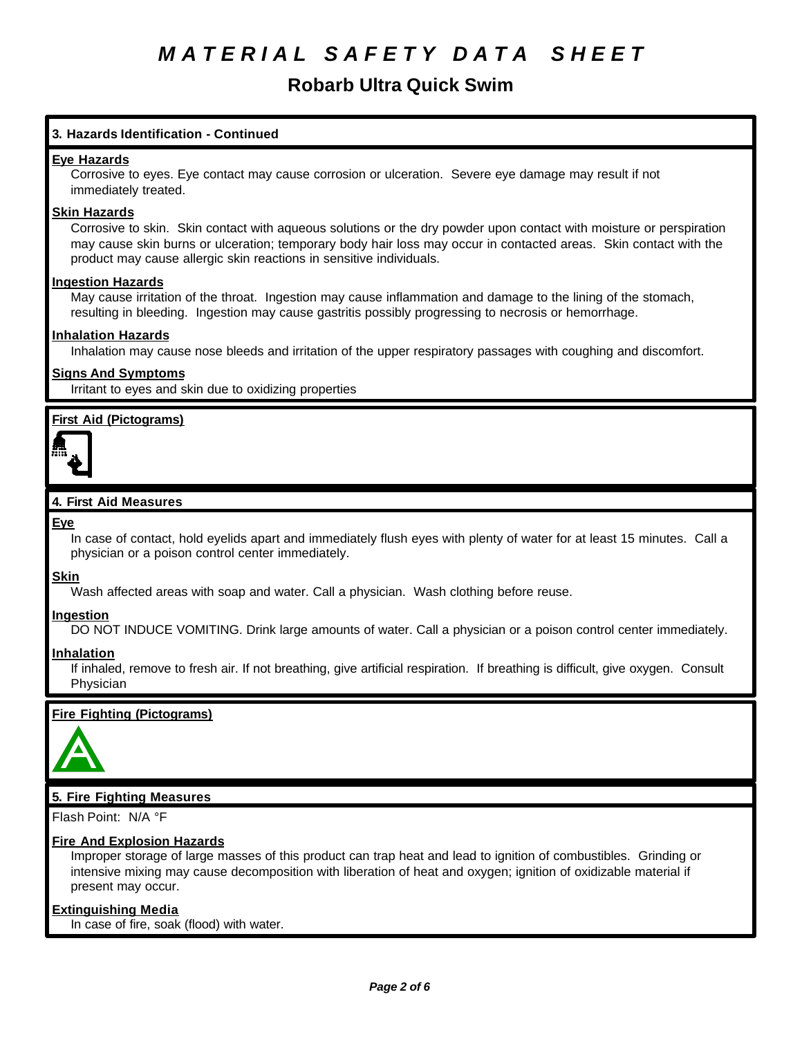# MATERIAL SAFETY DATA SHEET

## Robarb Ultra Quick Swim

### 3. Hazards Identification - Continued

**Eye Hazards**

Corrosive to eyes. Eye contact may cause corrosion or ulceration. Severe eye damage may result if not immediately treated.

**Skin Hazards**

Corrosive to skin. Skin contact with aqueous solutions or the dry powder upon contact with moisture or perspiration may cause skin burns or ulceration; temporary body hair loss may occur in contacted areas. Skin contact with the product may cause allergic skin reactions in sensitive individuals.

**Ingestion Hazards**

May cause irritation of the throat. Ingestion may cause inflammation and damage to the lining of the stomach, resulting in bleeding. Ingestion may cause gastritis possibly progressing to necrosis or hemorrhage.

**Inhalation Hazards**

Inhalation may cause nose bleeds and irritation of the upper respiratory passages with coughing and discomfort.

**Signs And Symptoms**

Irritant to eyes and skin due to oxidizing properties

**First Aid (Pictograms)**

### 4. First Aid Measures

**Eye**

In case of contact, hold eyelids apart and immediately flush eyes with plenty of water for at least 15 minutes. Call a physician or a poison control center immediately.

**Skin**

Wash affected areas with soap and water. Call a physician. Wash clothing before reuse.

**Ingestion**

DO NOT INDUCE VOMITING. Drink large amounts of water. Call a physician or a poison control center immediately.

**Inhalation**

If inhaled, remove to fresh air. If not breathing, give artificial respiration. If breathing is difficult, give oxygen. Consult Physician

**Fire Fighting (Pictograms)**

### 5. Fire Fighting Measures

Flash Point: N/A °F

**Fire And Explosion Hazards**

Improper storage of large masses of this product can trap heat and lead to ignition of combustibles. Grinding or intensive mixing may cause decomposition with liberation of heat and oxygen; ignition of oxidizable material if present may occur.

**Extinguishing Media**

In case of fire, soak (flood) with water.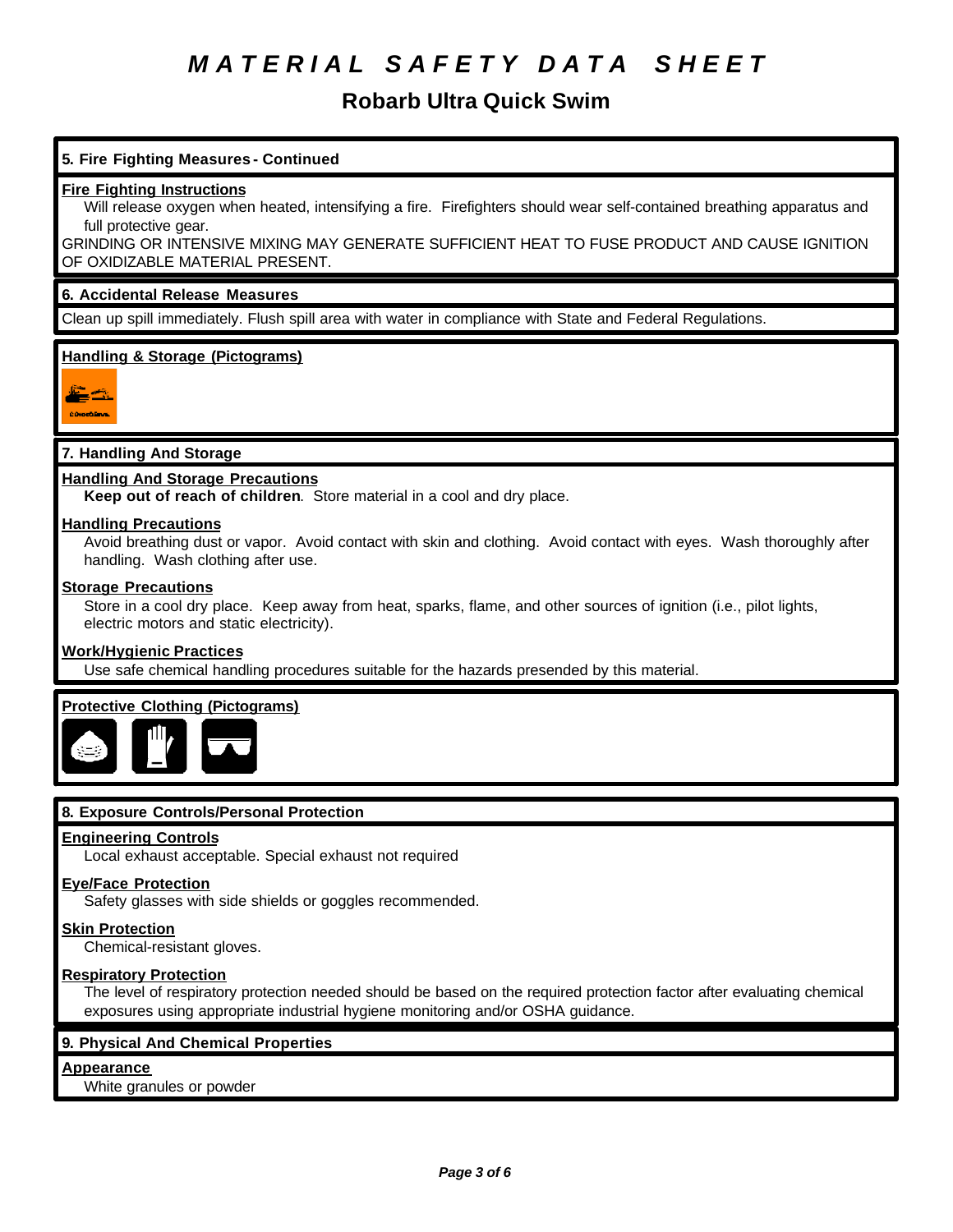# MATERIAL SAFETY DATA SHEET

## Robarb Ultra Quick Swim

### 5. Fire Fighting Measures - Continued

**Fire Fighting Instructions**

Will release oxygen when heated, intensifying a fire. Firefighters should wear self-contained breathing apparatus and full protective gear.

GRINDING OR INTENSIVE MIXING MAY GENERATE SUFFICIENT HEAT TO FUSE PRODUCT AND CAUSE IGNITION OF OXIDIZABLE MATERIAL PRESENT.

### 6. Accidental Release Measures

Clean up spill immediately. Flush spill area with water in compliance with State and Federal Regulations.

**Handling & Storage (Pictograms)**

### 7. Handling And Storage

**Handling And Storage Precautions**

**Keep out of reach of children**. Store material in a cool and dry place.

**Handling Precautions**

Avoid breathing dust or vapor. Avoid contact with skin and clothing. Avoid contact with eyes. Wash thoroughly after handling. Wash clothing after use.

**Storage Precautions**

Store in a cool dry place. Keep away from heat, sparks, flame, and other sources of ignition (i.e., pilot lights, electric motors and static electricity).

**Work/Hygienic Practices**

Use safe chemical handling procedures suitable for the hazards presended by this material.

**Protective Clothing (Pictograms)**

### 8. Exposure Controls/Personal Protection

**Engineering Controls**

Local exhaust acceptable. Special exhaust not required

**Eye/Face Protection**

Safety glasses with side shields or goggles recommended.

**Skin Protection**

Chemical-resistant gloves.

**Respiratory Protection**

The level of respiratory protection needed should be based on the required protection factor after evaluating chemical exposures using appropriate industrial hygiene monitoring and/or OSHA guidance.

### 9. Physical And Chemical Properties

**Appearance**

White granules or powder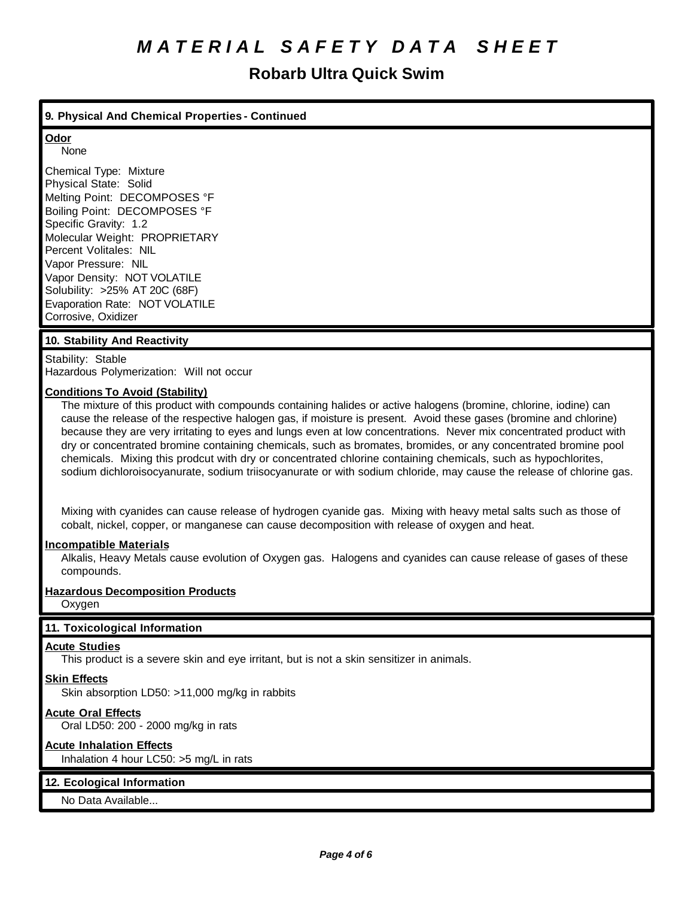# MATERIAL SAFETY DATA SHEET

## Robarb Ultra Quick Swim

### 9. Physical And Chemical Properties - Continued

**Odor**

None

Chemical Type: Mixture
Physical State: Solid
Melting Point: DECOMPOSES °F
Boiling Point: DECOMPOSES °F
Specific Gravity: 1.2
Molecular Weight: PROPRIETARY
Percent Volitales: NIL
Vapor Pressure: NIL
Vapor Density: NOT VOLATILE
Solubility: >25% AT 20C (68F)
Evaporation Rate: NOT VOLATILE
Corrosive, Oxidizer

### 10. Stability And Reactivity

Stability: Stable
Hazardous Polymerization: Will not occur

**Conditions To Avoid (Stability)**

The mixture of this product with compounds containing halides or active halogens (bromine, chlorine, iodine) can cause the release of the respective halogen gas, if moisture is present. Avoid these gases (bromine and chlorine) because they are very irritating to eyes and lungs even at low concentrations. Never mix concentrated product with dry or concentrated bromine containing chemicals, such as bromates, bromides, or any concentrated bromine pool chemicals. Mixing this prodcut with dry or concentrated chlorine containing chemicals, such as hypochlorites, sodium dichloroisocyanurate, sodium triisocyanurate or with sodium chloride, may cause the release of chlorine gas.

Mixing with cyanides can cause release of hydrogen cyanide gas. Mixing with heavy metal salts such as those of cobalt, nickel, copper, or manganese can cause decomposition with release of oxygen and heat.

**Incompatible Materials**

Alkalis, Heavy Metals cause evolution of Oxygen gas. Halogens and cyanides can cause release of gases of these compounds.

**Hazardous Decomposition Products**

Oxygen

### 11. Toxicological Information

**Acute Studies**

This product is a severe skin and eye irritant, but is not a skin sensitizer in animals.

**Skin Effects**

Skin absorption LD50: >11,000 mg/kg in rabbits

**Acute Oral Effects**

Oral LD50: 200 - 2000 mg/kg in rats

**Acute Inhalation Effects**

Inhalation 4 hour LC50: >5 mg/L in rats

### 12. Ecological Information

No Data Available...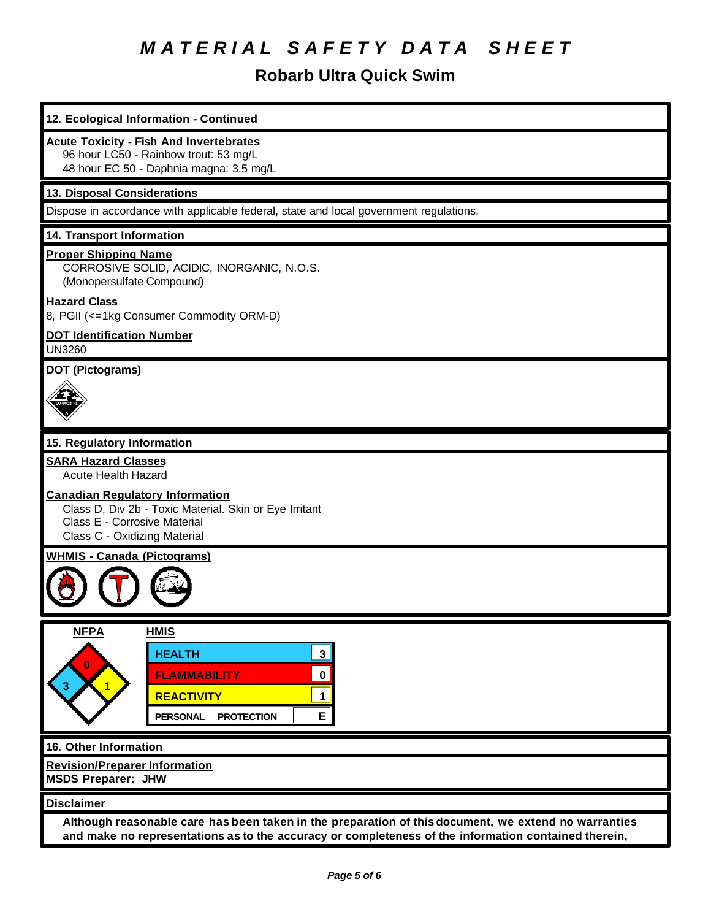# MATERIAL SAFETY DATA SHEET

## Robarb Ultra Quick Swim

### 12. Ecological Information - Continued

**Acute Toxicity - Fish And Invertebrates**

96 hour LC50 - Rainbow trout: 53 mg/L
48 hour EC 50 - Daphnia magna: 3.5 mg/L

### 13. Disposal Considerations

Dispose in accordance with applicable federal, state and local government regulations.

### 14. Transport Information

**Proper Shipping Name**

CORROSIVE SOLID, ACIDIC, INORGANIC, N.O.S.
(Monopersulfate Compound)

**Hazard Class**

8, PGII (<=1kg Consumer Commodity ORM-D)

**DOT Identification Number**

UN3260

**DOT (Pictograms)**

### 15. Regulatory Information

**SARA Hazard Classes**

Acute Health Hazard

**Canadian Regulatory Information**

Class D, Div 2b - Toxic Material. Skin or Eye Irritant
Class E - Corrosive Material
Class C - Oxidizing Material

**WHMIS - Canada (Pictograms)**

**NFPA**

| Hazard | Rating |
|---|---|
| Health | 3 |
| Flammability | 0 |
| Reactivity | 1 |

**HMIS**

| | |
|---|---|
| HEALTH | 3 |
| FLAMMABILITY | 0 |
| REACTIVITY | 1 |
| PERSONAL PROTECTION | E |

### 16. Other Information

**Revision/Preparer Information**

**MSDS Preparer: JHW**

### Disclaimer

**Although reasonable care has been taken in the preparation of this document, we extend no warranties and make no representations as to the accuracy or completeness of the information contained therein,**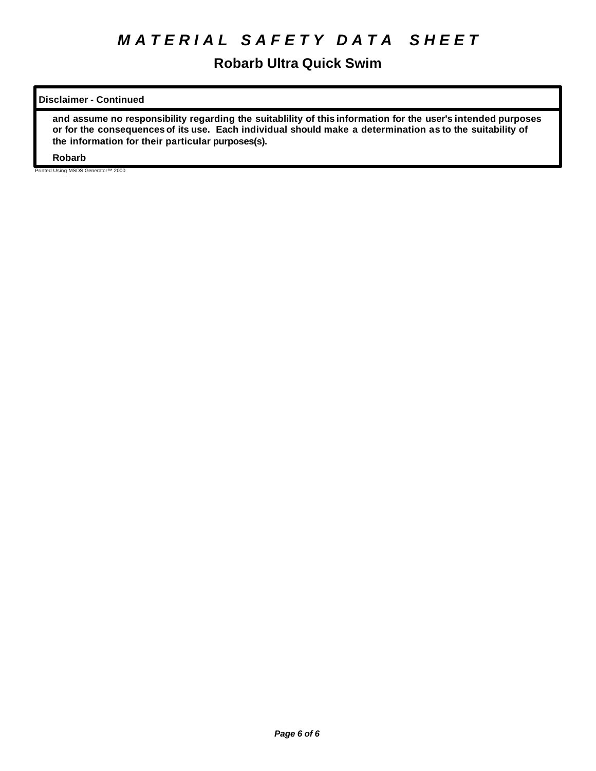**Disclaimer - Continued**

**and assume no responsibility regarding the suitablility of this information for the user's intended purposes or for the consequences of its use. Each individual should make a determination as to the suitability of the information for their particular purposes(s).**

**Robarb**

Printed Using MSDS Generator™ 2000